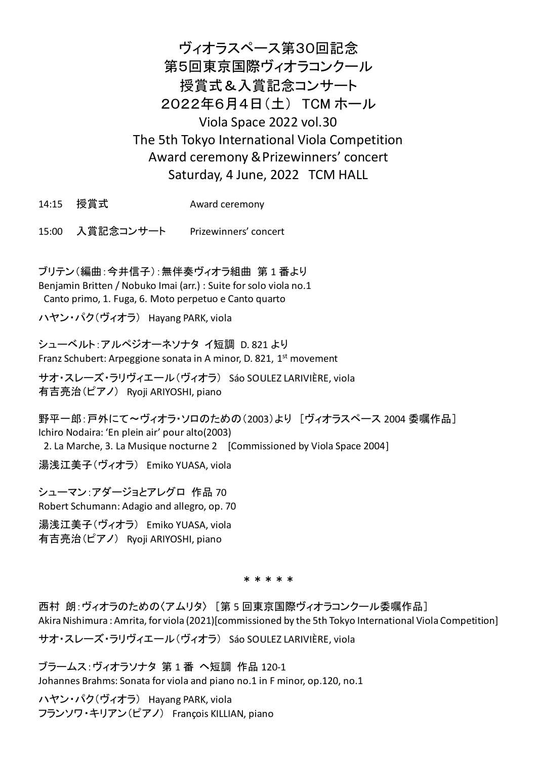# ヴィオラスペース第30回記念
# 第5回東京国際ヴィオラコンクール
# 授賞式＆入賞記念コンサート
# 2022年6月4日（土） TCM ホール

## Viola Space 2022 vol.30
## The 5th Tokyo International Viola Competition
## Award ceremony＆Prizewinners' concert
## Saturday, 4 June, 2022 TCM HALL

14:15 授賞式 Award ceremony

15:00 入賞記念コンサート Prizewinners' concert

ブリテン（編曲：今井信子）：無伴奏ヴィオラ組曲 第 1 番より
Benjamin Britten / Nobuko Imai (arr.) : Suite for solo viola no.1
Canto primo, 1. Fuga, 6. Moto perpetuo e Canto quarto

ハヤン・パク（ヴィオラ） Hayang PARK, viola

シューベルト：アルペジオーネソナタ イ短調 D. 821 より
Franz Schubert: Arpeggione sonata in A minor, D. 821, 1st movement

サオ・スレーズ・ラリヴィエール（ヴィオラ） Sáo SOULEZ LARIVIÈRE, viola
有吉亮治（ピアノ） Ryoji ARIYOSHI, piano

野平一郎：戸外にて～ヴィオラ・ソロのための（2003）より ［ヴィオラスペース 2004 委嘱作品］
Ichiro Nodaira: 'En plein air' pour alto(2003)
2. La Marche, 3. La Musique nocturne 2 [Commissioned by Viola Space 2004]

湯浅江美子（ヴィオラ） Emiko YUASA, viola

シューマン：アダージョとアレグロ 作品 70
Robert Schumann: Adagio and allegro, op. 70

湯浅江美子（ヴィオラ） Emiko YUASA, viola
有吉亮治（ピアノ） Ryoji ARIYOSHI, piano

＊＊＊＊＊

西村 朗：ヴィオラのための〈アムリタ〉 ［第 5 回東京国際ヴィオラコンクール委嘱作品］
Akira Nishimura : Amrita, for viola (2021)[commissioned by the 5th Tokyo International Viola Competition]

サオ・スレーズ・ラリヴィエール（ヴィオラ） Sáo SOULEZ LARIVIÈRE, viola

ブラームス：ヴィオラソナタ 第 1 番 ヘ短調 作品 120-1
Johannes Brahms: Sonata for viola and piano no.1 in F minor, op.120, no.1

ハヤン・パク（ヴィオラ） Hayang PARK, viola
フランソワ・キリアン（ピアノ） François KILLIAN, piano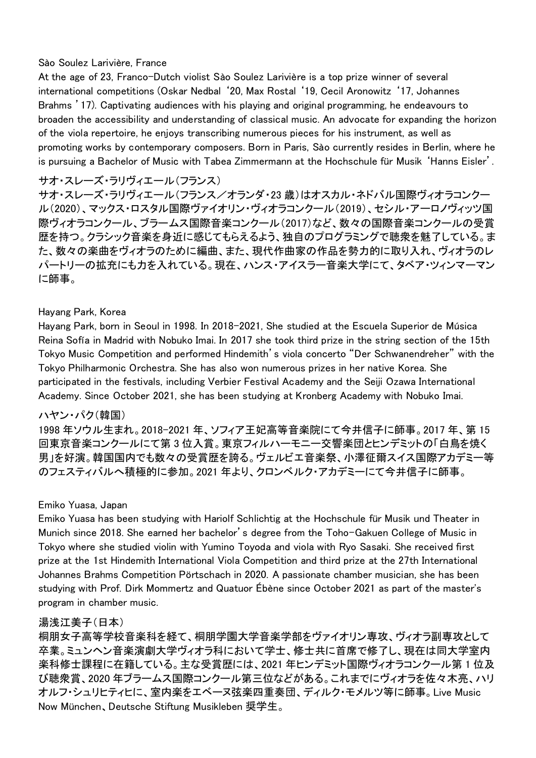Sào Soulez Larivière, France

At the age of 23, Franco-Dutch violist Sào Soulez Larivière is a top prize winner of several international competitions (Oskar Nedbal '20, Max Rostal '19, Cecil Aronowitz '17, Johannes Brahms '17). Captivating audiences with his playing and original programming, he endeavours to broaden the accessibility and understanding of classical music. An advocate for expanding the horizon of the viola repertoire, he enjoys transcribing numerous pieces for his instrument, as well as promoting works by contemporary composers. Born in Paris, Sào currently resides in Berlin, where he is pursuing a Bachelor of Music with Tabea Zimmermann at the Hochschule für Musik 'Hanns Eisler'.

サオ・スレーズ・ラリヴィエール（フランス）

サオ・スレーズ・ラリヴィエール（フランス／オランダ・23 歳）はオスカル・ネドバル国際ヴィオラコンクール（2020）、マックス・ロスタル国際ヴァイオリン・ヴィオラコンクール（2019）、セシル・アーロノヴィッツ国際ヴィオラコンクール、ブラームス国際音楽コンクール（2017）など、数々の国際音楽コンクールの受賞歴を持つ。クラシック音楽を身近に感じてもらえるよう、独自のプログラミングで聴衆を魅了している。また、数々の楽曲をヴィオラのために編曲、また、現代作曲家の作品を勢力的に取り入れ、ヴィオラのレパートリーの拡充にも力を入れている。現在、ハンス・アイスラー音楽大学にて、タベア・ツィンマーマンに師事。

Hayang Park, Korea

Hayang Park, born in Seoul in 1998. In 2018-2021, She studied at the Escuela Superior de Música Reina Sofía in Madrid with Nobuko Imai. In 2017 she took third prize in the string section of the 15th Tokyo Music Competition and performed Hindemith's viola concerto "Der Schwanendreher" with the Tokyo Philharmonic Orchestra. She has also won numerous prizes in her native Korea. She participated in the festivals, including Verbier Festival Academy and the Seiji Ozawa International Academy. Since October 2021, she has been studying at Kronberg Academy with Nobuko Imai.

ハヤン・パク（韓国）

1998 年ソウル生まれ。2018-2021 年、ソフィア王妃高等音楽院にて今井信子に師事。2017 年、第 15 回東京音楽コンクールにて第 3 位入賞。東京フィルハーモニー交響楽団とヒンデミットの「白鳥を焼く男」を好演。韓国国内でも数々の受賞歴を誇る。ヴェルビエ音楽祭、小澤征爾スイス国際アカデミー等のフェスティバルへ積極的に参加。2021 年より、クロンベルク・アカデミーにて今井信子に師事。

Emiko Yuasa, Japan

Emiko Yuasa has been studying with Hariolf Schlichtig at the Hochschule für Musik und Theater in Munich since 2018. She earned her bachelor's degree from the Toho-Gakuen College of Music in Tokyo where she studied violin with Yumino Toyoda and viola with Ryo Sasaki. She received first prize at the 1st Hindemith International Viola Competition and third prize at the 27th International Johannes Brahms Competition Pörtschach in 2020. A passionate chamber musician, she has been studying with Prof. Dirk Mommertz and Quatuor Ébène since October 2021 as part of the master's program in chamber music.

湯浅江美子（日本）

桐朋女子高等学校音楽科を経て、桐朋学園大学音楽学部をヴァイオリン専攻、ヴィオラ副専攻として卒業。ミュンヘン音楽演劇大学ヴィオラ科において学士、修士共に首席で修了し、現在は同大学室内楽科修士課程に在籍している。主な受賞歴には、2021 年ヒンデミット国際ヴィオラコンクール第 1 位及び聴衆賞、2020 年ブラームス国際コンクール第三位などがある。これまでにヴィオラを佐々木亮、ハリオルフ・シュリヒティヒに、室内楽をエベーヌ弦楽四重奏団、ディルク・モメルツ等に師事。Live Music Now München、Deutsche Stiftung Musikleben 奨学生。